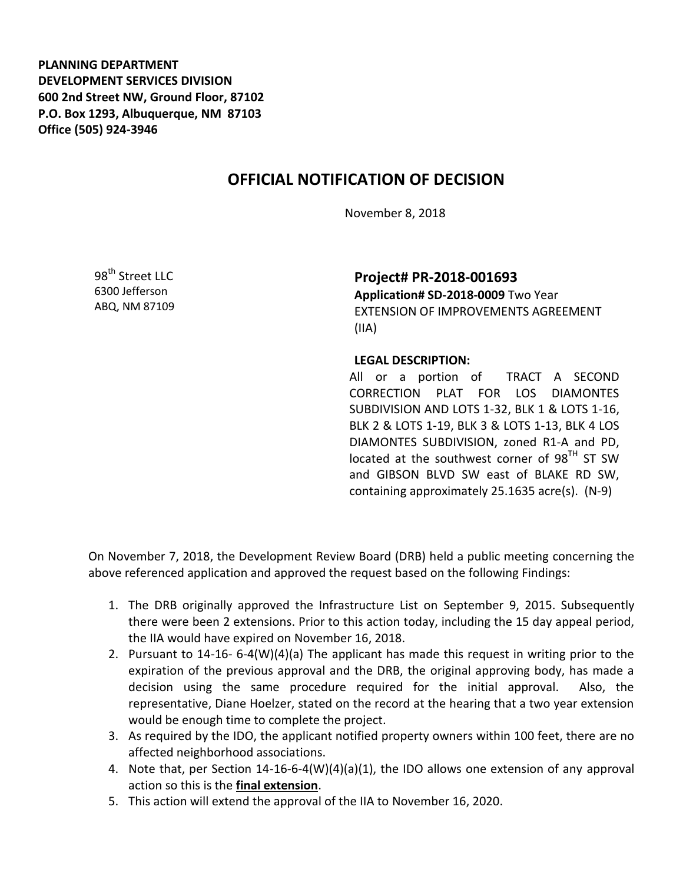**PLANNING DEPARTMENT**
**DEVELOPMENT SERVICES DIVISION**
**600 2nd Street NW, Ground Floor, 87102**
**P.O. Box 1293, Albuquerque, NM 87103**
**Office (505) 924-3946**

# OFFICIAL NOTIFICATION OF DECISION

November 8, 2018

98th Street LLC
6300 Jefferson
ABQ, NM 87109

## Project# PR-2018-001693

**Application# SD-2018-0009** Two Year EXTENSION OF IMPROVEMENTS AGREEMENT (IIA)

**LEGAL DESCRIPTION:**
All or a portion of TRACT A SECOND CORRECTION PLAT FOR LOS DIAMONTES SUBDIVISION AND LOTS 1-32, BLK 1 & LOTS 1-16, BLK 2 & LOTS 1-19, BLK 3 & LOTS 1-13, BLK 4 LOS DIAMONTES SUBDIVISION, zoned R1-A and PD, located at the southwest corner of 98TH ST SW and GIBSON BLVD SW east of BLAKE RD SW, containing approximately 25.1635 acre(s). (N-9)

On November 7, 2018, the Development Review Board (DRB) held a public meeting concerning the above referenced application and approved the request based on the following Findings:

1. The DRB originally approved the Infrastructure List on September 9, 2015. Subsequently there were been 2 extensions. Prior to this action today, including the 15 day appeal period, the IIA would have expired on November 16, 2018.
2. Pursuant to 14-16- 6-4(W)(4)(a) The applicant has made this request in writing prior to the expiration of the previous approval and the DRB, the original approving body, has made a decision using the same procedure required for the initial approval. Also, the representative, Diane Hoelzer, stated on the record at the hearing that a two year extension would be enough time to complete the project.
3. As required by the IDO, the applicant notified property owners within 100 feet, there are no affected neighborhood associations.
4. Note that, per Section 14-16-6-4(W)(4)(a)(1), the IDO allows one extension of any approval action so this is the **final extension**.
5. This action will extend the approval of the IIA to November 16, 2020.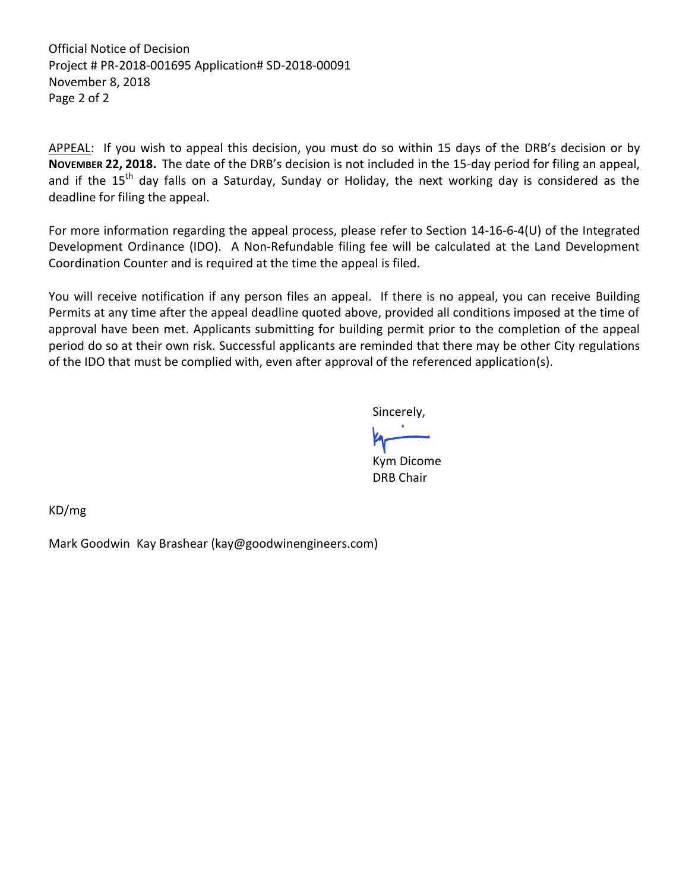APPEAL: If you wish to appeal this decision, you must do so within 15 days of the DRB's decision or by **NOVEMBER 22, 2018.** The date of the DRB's decision is not included in the 15-day period for filing an appeal, and if the 15th day falls on a Saturday, Sunday or Holiday, the next working day is considered as the deadline for filing the appeal.

For more information regarding the appeal process, please refer to Section 14-16-6-4(U) of the Integrated Development Ordinance (IDO). A Non-Refundable filing fee will be calculated at the Land Development Coordination Counter and is required at the time the appeal is filed.

You will receive notification if any person files an appeal. If there is no appeal, you can receive Building Permits at any time after the appeal deadline quoted above, provided all conditions imposed at the time of approval have been met. Applicants submitting for building permit prior to the completion of the appeal period do so at their own risk. Successful applicants are reminded that there may be other City regulations of the IDO that must be complied with, even after approval of the referenced application(s).

Sincerely,

Kym Dicome
DRB Chair

KD/mg

Mark Goodwin Kay Brashear (kay@goodwinengineers.com)